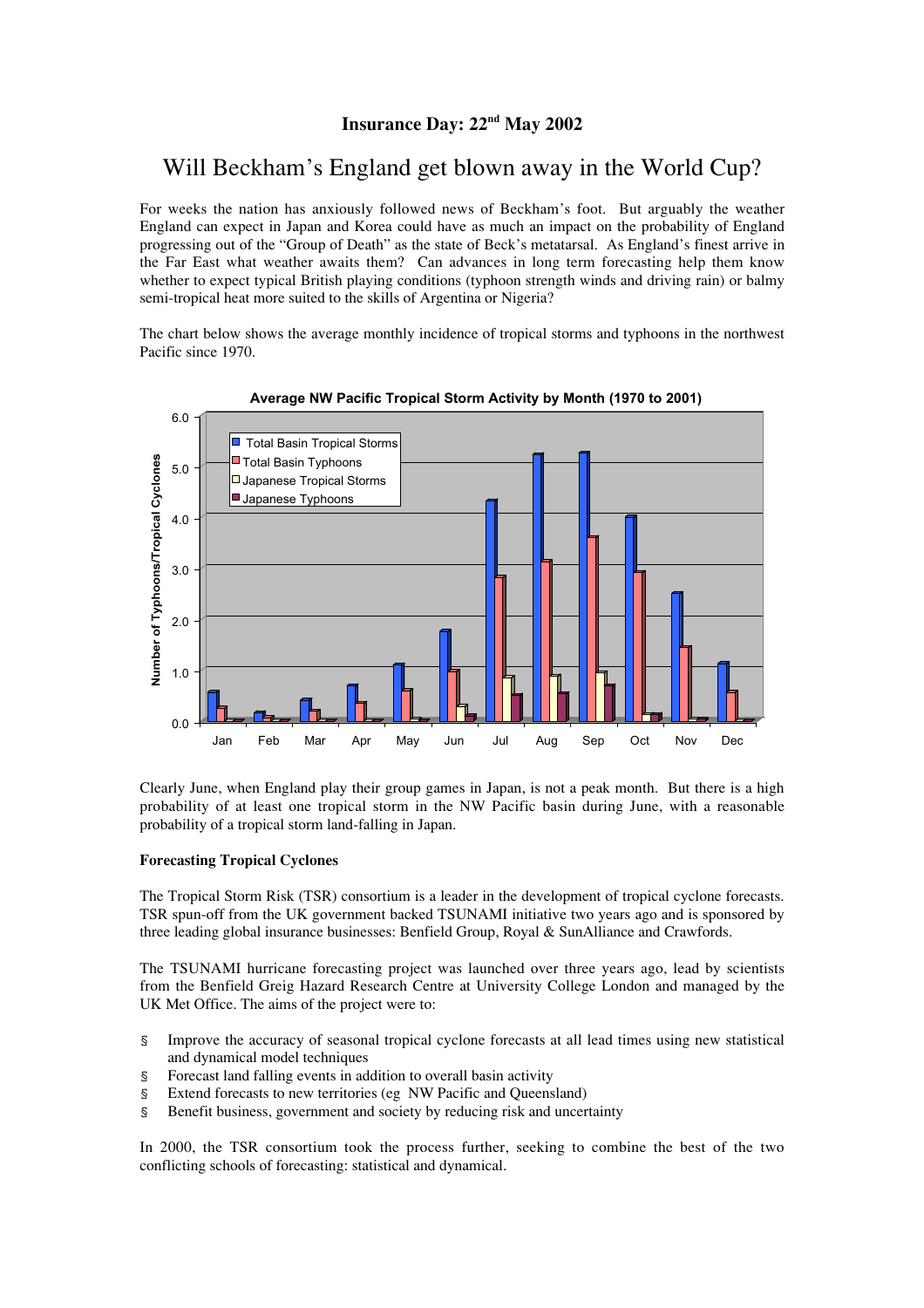# Insurance Day: 22nd May 2002

## Will Beckham's England get blown away in the World Cup?

For weeks the nation has anxiously followed news of Beckham's foot. But arguably the weather England can expect in Japan and Korea could have as much an impact on the probability of England progressing out of the "Group of Death" as the state of Beck's metatarsal. As England's finest arrive in the Far East what weather awaits them? Can advances in long term forecasting help them know whether to expect typical British playing conditions (typhoon strength winds and driving rain) or balmy semi-tropical heat more suited to the skills of Argentina or Nigeria?

The chart below shows the average monthly incidence of tropical storms and typhoons in the northwest Pacific since 1970.

Clearly June, when England play their group games in Japan, is not a peak month. But there is a high probability of at least one tropical storm in the NW Pacific basin during June, with a reasonable probability of a tropical storm land-falling in Japan.

**Forecasting Tropical Cyclones**

The Tropical Storm Risk (TSR) consortium is a leader in the development of tropical cyclone forecasts. TSR spun-off from the UK government backed TSUNAMI initiative two years ago and is sponsored by three leading global insurance businesses: Benfield Group, Royal & SunAlliance and Crawfords.

The TSUNAMI hurricane forecasting project was launched over three years ago, lead by scientists from the Benfield Greig Hazard Research Centre at University College London and managed by the UK Met Office. The aims of the project were to:

- Improve the accuracy of seasonal tropical cyclone forecasts at all lead times using new statistical and dynamical model techniques
- Forecast land falling events in addition to overall basin activity
- Extend forecasts to new territories (eg NW Pacific and Queensland)
- Benefit business, government and society by reducing risk and uncertainty

In 2000, the TSR consortium took the process further, seeking to combine the best of the two conflicting schools of forecasting: statistical and dynamical.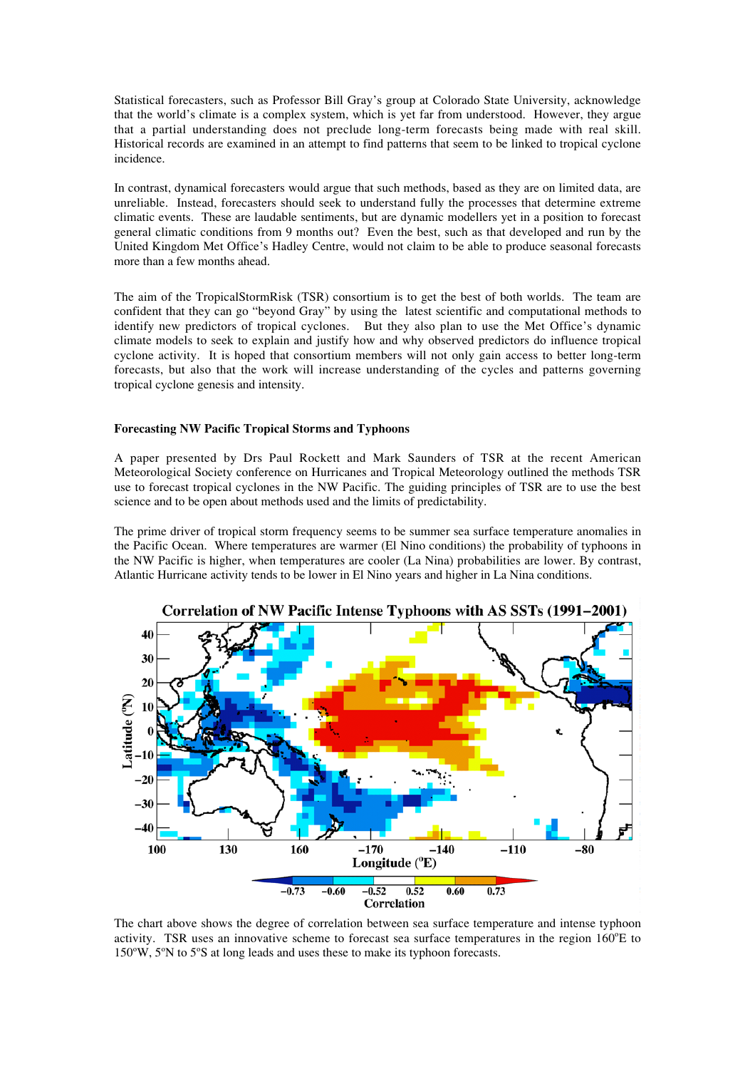Statistical forecasters, such as Professor Bill Gray's group at Colorado State University, acknowledge that the world's climate is a complex system, which is yet far from understood. However, they argue that a partial understanding does not preclude long-term forecasts being made with real skill. Historical records are examined in an attempt to find patterns that seem to be linked to tropical cyclone incidence.

In contrast, dynamical forecasters would argue that such methods, based as they are on limited data, are unreliable. Instead, forecasters should seek to understand fully the processes that determine extreme climatic events. These are laudable sentiments, but are dynamic modellers yet in a position to forecast general climatic conditions from 9 months out? Even the best, such as that developed and run by the United Kingdom Met Office's Hadley Centre, would not claim to be able to produce seasonal forecasts more than a few months ahead.

The aim of the TropicalStormRisk (TSR) consortium is to get the best of both worlds. The team are confident that they can go "beyond Gray" by using the latest scientific and computational methods to identify new predictors of tropical cyclones. But they also plan to use the Met Office's dynamic climate models to seek to explain and justify how and why observed predictors do influence tropical cyclone activity. It is hoped that consortium members will not only gain access to better long-term forecasts, but also that the work will increase understanding of the cycles and patterns governing tropical cyclone genesis and intensity.

**Forecasting NW Pacific Tropical Storms and Typhoons**

A paper presented by Drs Paul Rockett and Mark Saunders of TSR at the recent American Meteorological Society conference on Hurricanes and Tropical Meteorology outlined the methods TSR use to forecast tropical cyclones in the NW Pacific. The guiding principles of TSR are to use the best science and to be open about methods used and the limits of predictability.

The prime driver of tropical storm frequency seems to be summer sea surface temperature anomalies in the Pacific Ocean. Where temperatures are warmer (El Nino conditions) the probability of typhoons in the NW Pacific is higher, when temperatures are cooler (La Nina) probabilities are lower. By contrast, Atlantic Hurricane activity tends to be lower in El Nino years and higher in La Nina conditions.

**Correlation of NW Pacific Intense Typhoons with AS SSTs (1991–2001)**

The chart above shows the degree of correlation between sea surface temperature and intense typhoon activity. TSR uses an innovative scheme to forecast sea surface temperatures in the region 160°E to 150°W, 5°N to 5°S at long leads and uses these to make its typhoon forecasts.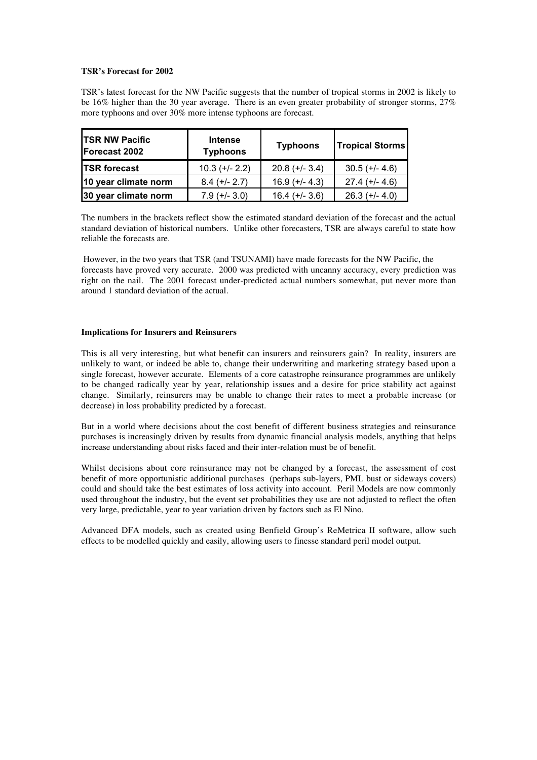**TSR's Forecast for 2002**

TSR's latest forecast for the NW Pacific suggests that the number of tropical storms in 2002 is likely to be 16% higher than the 30 year average. There is an even greater probability of stronger storms, 27% more typhoons and over 30% more intense typhoons are forecast.

| TSR NW Pacific Forecast 2002 | Intense Typhoons | Typhoons | Tropical Storms |
|---|---|---|---|
| **TSR forecast** | 10.3 (+/- 2.2) | 20.8 (+/- 3.4) | 30.5 (+/- 4.6) |
| **10 year climate norm** | 8.4 (+/- 2.7) | 16.9 (+/- 4.3) | 27.4 (+/- 4.6) |
| **30 year climate norm** | 7.9 (+/- 3.0) | 16.4 (+/- 3.6) | 26.3 (+/- 4.0) |

The numbers in the brackets reflect show the estimated standard deviation of the forecast and the actual standard deviation of historical numbers. Unlike other forecasters, TSR are always careful to state how reliable the forecasts are.

However, in the two years that TSR (and TSUNAMI) have made forecasts for the NW Pacific, the forecasts have proved very accurate. 2000 was predicted with uncanny accuracy, every prediction was right on the nail. The 2001 forecast under-predicted actual numbers somewhat, put never more than around 1 standard deviation of the actual.

**Implications for Insurers and Reinsurers**

This is all very interesting, but what benefit can insurers and reinsurers gain? In reality, insurers are unlikely to want, or indeed be able to, change their underwriting and marketing strategy based upon a single forecast, however accurate. Elements of a core catastrophe reinsurance programmes are unlikely to be changed radically year by year, relationship issues and a desire for price stability act against change. Similarly, reinsurers may be unable to change their rates to meet a probable increase (or decrease) in loss probability predicted by a forecast.

But in a world where decisions about the cost benefit of different business strategies and reinsurance purchases is increasingly driven by results from dynamic financial analysis models, anything that helps increase understanding about risks faced and their inter-relation must be of benefit.

Whilst decisions about core reinsurance may not be changed by a forecast, the assessment of cost benefit of more opportunistic additional purchases (perhaps sub-layers, PML bust or sideways covers) could and should take the best estimates of loss activity into account. Peril Models are now commonly used throughout the industry, but the event set probabilities they use are not adjusted to reflect the often very large, predictable, year to year variation driven by factors such as El Nino.

Advanced DFA models, such as created using Benfield Group's ReMetrica II software, allow such effects to be modelled quickly and easily, allowing users to finesse standard peril model output.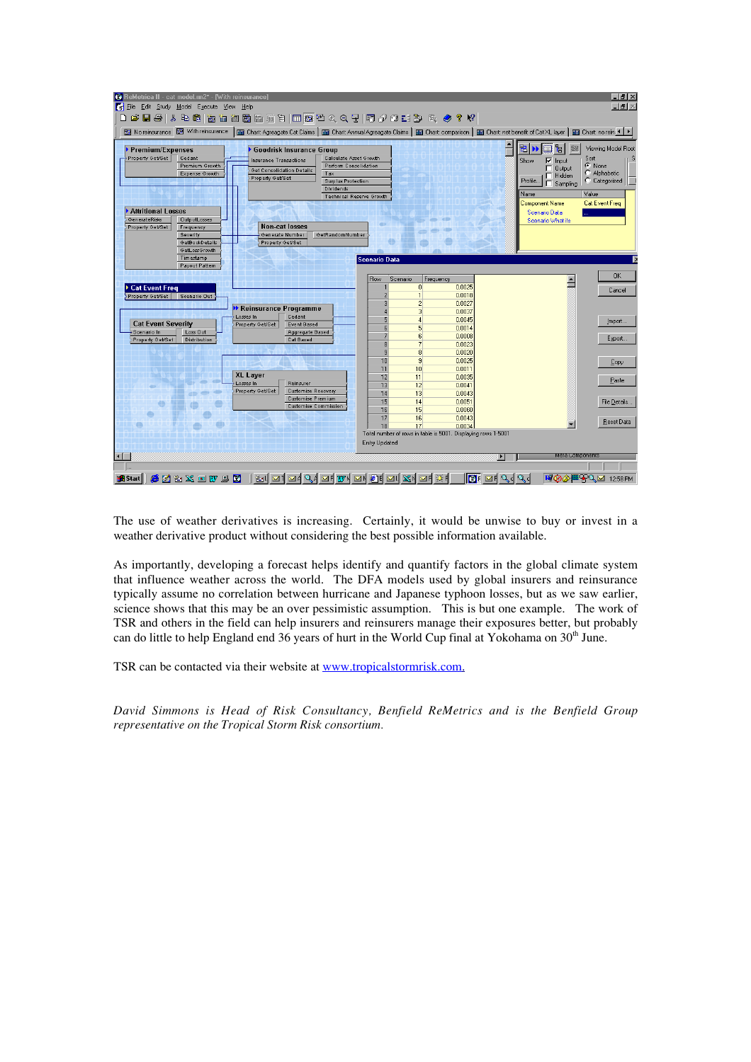The use of weather derivatives is increasing. Certainly, it would be unwise to buy or invest in a weather derivative product without considering the best possible information available.

As importantly, developing a forecast helps identify and quantify factors in the global climate system that influence weather across the world. The DFA models used by global insurers and reinsurance typically assume no correlation between hurricane and Japanese typhoon losses, but as we saw earlier, science shows that this may be an over pessimistic assumption. This is but one example. The work of TSR and others in the field can help insurers and reinsurers manage their exposures better, but probably can do little to help England end 36 years of hurt in the World Cup final at Yokohama on 30th June.

TSR can be contacted via their website at [www.tropicalstormrisk.com.](http://www.tropicalstormrisk.com)

*David Simmons is Head of Risk Consultancy, Benfield ReMetrics and is the Benfield Group representative on the Tropical Storm Risk consortium.*